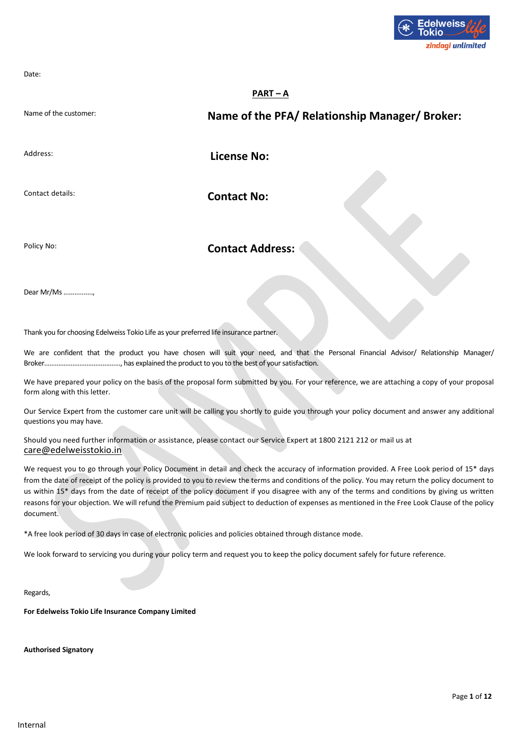Date:

**PART – A**

| Name of the customer: | **Name of the PFA/ Relationship Manager/ Broker:** |
|---|---|
| Address: | **License No:** |
| Contact details: | **Contact No:** |
| Policy No: | **Contact Address:** |

Dear Mr/Ms ……………..,

Thank you for choosing Edelweiss Tokio Life as your preferred life insurance partner.

We are confident that the product you have chosen will suit your need, and that the Personal Financial Advisor/ Relationship Manager/ Broker……………………………………, has explained the product to you to the best of your satisfaction.

We have prepared your policy on the basis of the proposal form submitted by you. For your reference, we are attaching a copy of your proposal form along with this letter.

Our Service Expert from the customer care unit will be calling you shortly to guide you through your policy document and answer any additional questions you may have.

Should you need further information or assistance, please contact our Service Expert at 1800 2121 212 or mail us at care@edelweisstokio.in

We request you to go through your Policy Document in detail and check the accuracy of information provided. A Free Look period of 15* days from the date of receipt of the policy is provided to you to review the terms and conditions of the policy. You may return the policy document to us within 15* days from the date of receipt of the policy document if you disagree with any of the terms and conditions by giving us written reasons for your objection. We will refund the Premium paid subject to deduction of expenses as mentioned in the Free Look Clause of the policy document.

*A free look period of 30 days in case of electronic policies and policies obtained through distance mode.

We look forward to servicing you during your policy term and request you to keep the policy document safely for future reference.

Regards,

**For Edelweiss Tokio Life Insurance Company Limited**

**Authorised Signatory**

Internal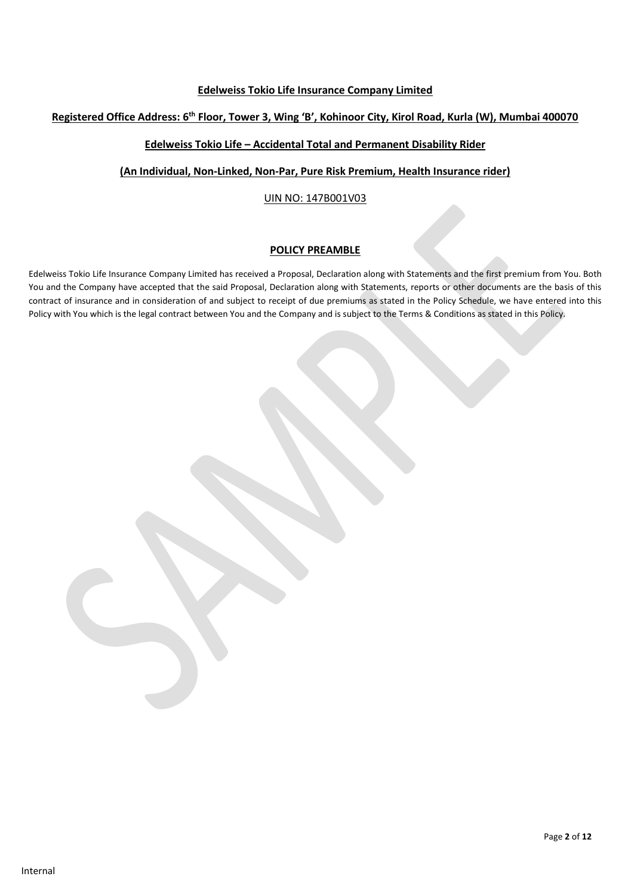**Edelweiss Tokio Life Insurance Company Limited**

**Registered Office Address: 6th Floor, Tower 3, Wing 'B', Kohinoor City, Kirol Road, Kurla (W), Mumbai 400070**

**Edelweiss Tokio Life – Accidental Total and Permanent Disability Rider**

**(An Individual, Non-Linked, Non-Par, Pure Risk Premium, Health Insurance rider)**

UIN NO: 147B001V03

## POLICY PREAMBLE

Edelweiss Tokio Life Insurance Company Limited has received a Proposal, Declaration along with Statements and the first premium from You. Both You and the Company have accepted that the said Proposal, Declaration along with Statements, reports or other documents are the basis of this contract of insurance and in consideration of and subject to receipt of due premiums as stated in the Policy Schedule, we have entered into this Policy with You which is the legal contract between You and the Company and is subject to the Terms & Conditions as stated in this Policy.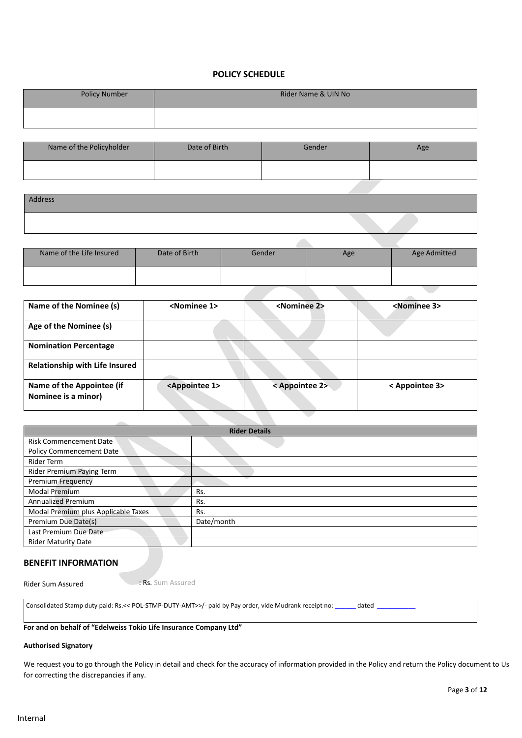## POLICY SCHEDULE

| Policy Number | Rider Name & UIN No |
|---|---|
| | |

| Name of the Policyholder | Date of Birth | Gender | Age |
|---|---|---|---|
| | | | |

| Address |
|---|
| |

| Name of the Life Insured | Date of Birth | Gender | Age | Age Admitted |
|---|---|---|---|---|
| | | | | |

| **Name of the Nominee (s)** | **<Nominee 1>** | **<Nominee 2>** | **<Nominee 3>** |
|---|---|---|---|
| **Age of the Nominee (s)** | | | |
| **Nomination Percentage** | | | |
| **Relationship with Life Insured** | | | |
| **Name of the Appointee (if Nominee is a minor)** | **<Appointee 1>** | **< Appointee 2>** | **< Appointee 3>** |

| **Rider Details** | |
|---|---|
| Risk Commencement Date | |
| Policy Commencement Date | |
| Rider Term | |
| Rider Premium Paying Term | |
| Premium Frequency | |
| Modal Premium | Rs. |
| Annualized Premium | Rs. |
| Modal Premium plus Applicable Taxes | Rs. |
| Premium Due Date(s) | Date/month |
| Last Premium Due Date | |
| Rider Maturity Date | |

## BENEFIT INFORMATION

Rider Sum Assured : Rs. Sum Assured

Consolidated Stamp duty paid: Rs.<< POL-STMP-DUTY-AMT>>/- paid by Pay order, vide Mudrank receipt no: ______ dated ___________

**For and on behalf of "Edelweiss Tokio Life Insurance Company Ltd"**

**Authorised Signatory**

We request you to go through the Policy in detail and check for the accuracy of information provided in the Policy and return the Policy document to Us for correcting the discrepancies if any.

Internal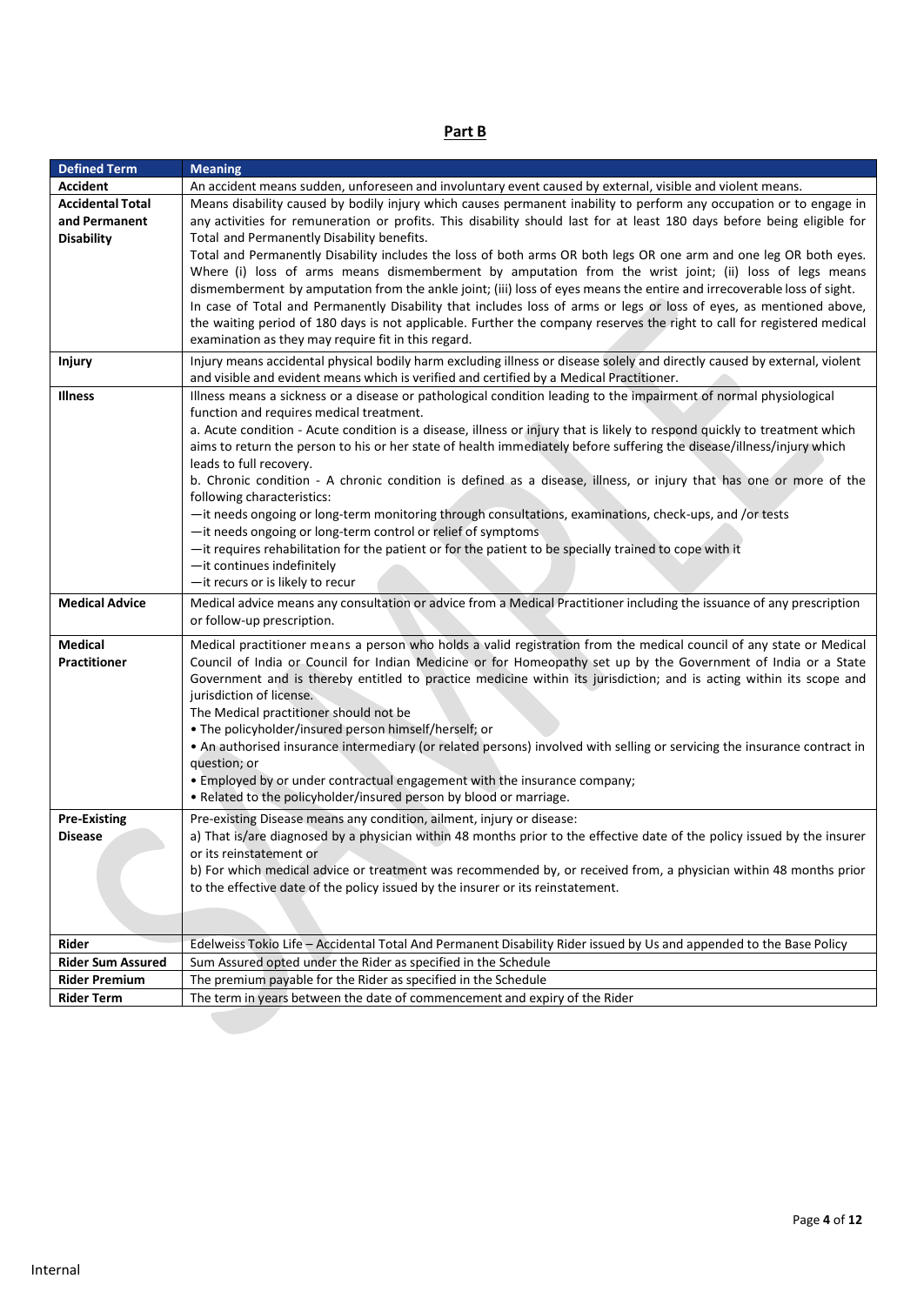## Part B

| Defined Term | Meaning |
|---|---|
| **Accident** | An accident means sudden, unforeseen and involuntary event caused by external, visible and violent means. |
| **Accidental Total and Permanent Disability** | Means disability caused by bodily injury which causes permanent inability to perform any occupation or to engage in any activities for remuneration or profits. This disability should last for at least 180 days before being eligible for Total and Permanently Disability benefits.<br>Total and Permanently Disability includes the loss of both arms OR both legs OR one arm and one leg OR both eyes. Where (i) loss of arms means dismemberment by amputation from the wrist joint; (ii) loss of legs means dismemberment by amputation from the ankle joint; (iii) loss of eyes means the entire and irrecoverable loss of sight.<br>In case of Total and Permanently Disability that includes loss of arms or legs or loss of eyes, as mentioned above, the waiting period of 180 days is not applicable. Further the company reserves the right to call for registered medical examination as they may require fit in this regard. |
| **Injury** | Injury means accidental physical bodily harm excluding illness or disease solely and directly caused by external, violent and visible and evident means which is verified and certified by a Medical Practitioner. |
| **Illness** | Illness means a sickness or a disease or pathological condition leading to the impairment of normal physiological function and requires medical treatment.<br>a. Acute condition - Acute condition is a disease, illness or injury that is likely to respond quickly to treatment which aims to return the person to his or her state of health immediately before suffering the disease/illness/injury which leads to full recovery.<br>b. Chronic condition - A chronic condition is defined as a disease, illness, or injury that has one or more of the following characteristics:<br>—it needs ongoing or long-term monitoring through consultations, examinations, check-ups, and /or tests<br>—it needs ongoing or long-term control or relief of symptoms<br>—it requires rehabilitation for the patient or for the patient to be specially trained to cope with it<br>—it continues indefinitely<br>—it recurs or is likely to recur |
| **Medical Advice** | Medical advice means any consultation or advice from a Medical Practitioner including the issuance of any prescription or follow-up prescription. |
| **Medical Practitioner** | Medical practitioner means a person who holds a valid registration from the medical council of any state or Medical Council of India or Council for Indian Medicine or for Homeopathy set up by the Government of India or a State Government and is thereby entitled to practice medicine within its jurisdiction; and is acting within its scope and jurisdiction of license.<br>The Medical practitioner should not be<br>• The policyholder/insured person himself/herself; or<br>• An authorised insurance intermediary (or related persons) involved with selling or servicing the insurance contract in question; or<br>• Employed by or under contractual engagement with the insurance company;<br>• Related to the policyholder/insured person by blood or marriage. |
| **Pre-Existing Disease** | Pre-existing Disease means any condition, ailment, injury or disease:<br>a) That is/are diagnosed by a physician within 48 months prior to the effective date of the policy issued by the insurer or its reinstatement or<br>b) For which medical advice or treatment was recommended by, or received from, a physician within 48 months prior to the effective date of the policy issued by the insurer or its reinstatement. |
| **Rider** | Edelweiss Tokio Life – Accidental Total And Permanent Disability Rider issued by Us and appended to the Base Policy |
| **Rider Sum Assured** | Sum Assured opted under the Rider as specified in the Schedule |
| **Rider Premium** | The premium payable for the Rider as specified in the Schedule |
| **Rider Term** | The term in years between the date of commencement and expiry of the Rider |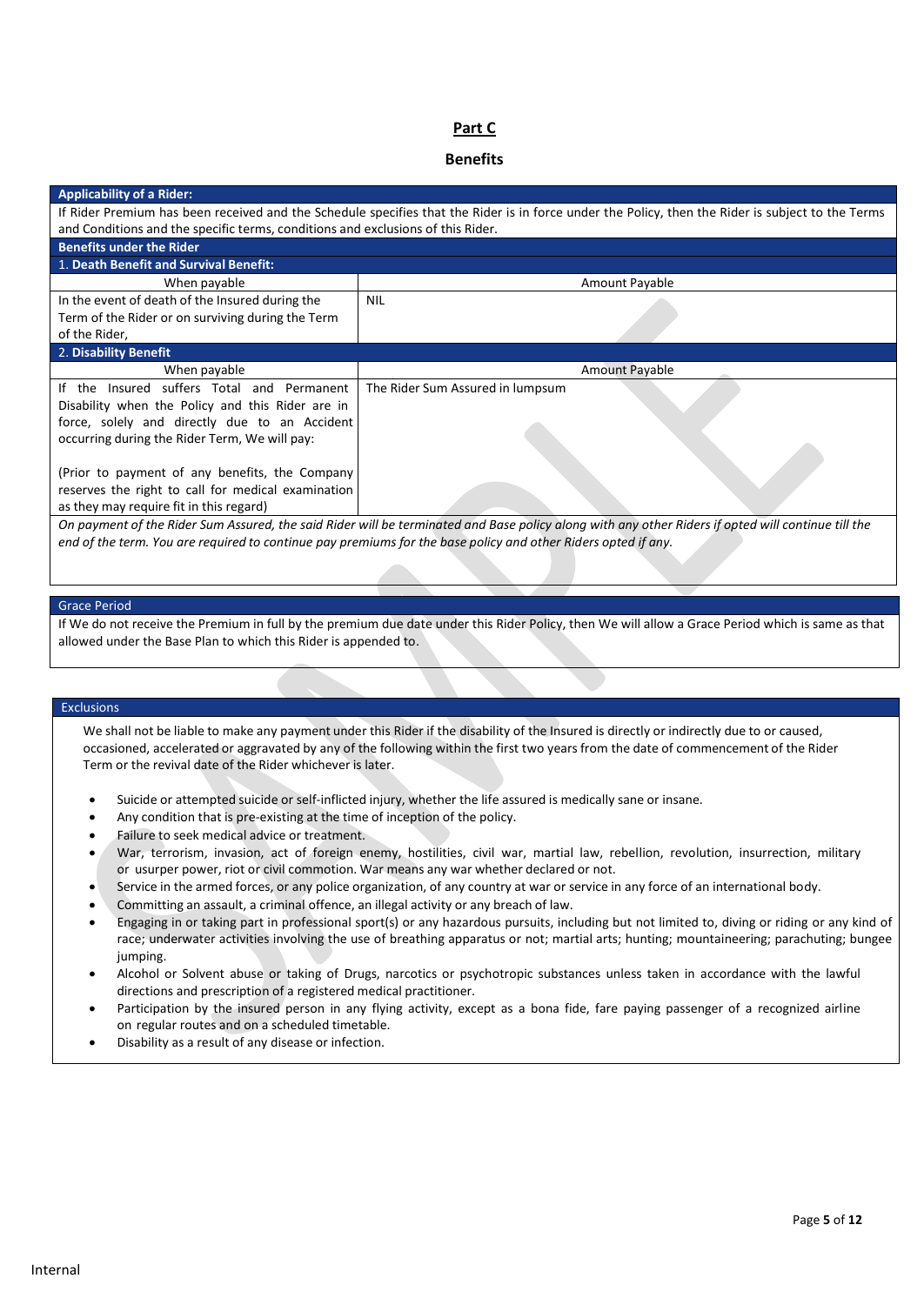## Part C

## Benefits

**Applicability of a Rider:**

If Rider Premium has been received and the Schedule specifies that the Rider is in force under the Policy, then the Rider is subject to the Terms and Conditions and the specific terms, conditions and exclusions of this Rider.

**Benefits under the Rider**

**1. Death Benefit and Survival Benefit:**

| When payable | Amount Payable |
|---|---|
| In the event of death of the Insured during the Term of the Rider or on surviving during the Term of the Rider, | NIL |

**2. Disability Benefit**

| When payable | Amount Payable |
|---|---|
| If the Insured suffers Total and Permanent Disability when the Policy and this Rider are in force, solely and directly due to an Accident occurring during the Rider Term, We will pay:<br><br>(Prior to payment of any benefits, the Company reserves the right to call for medical examination as they may require fit in this regard) | The Rider Sum Assured in lumpsum |

*On payment of the Rider Sum Assured, the said Rider will be terminated and Base policy along with any other Riders if opted will continue till the end of the term. You are required to continue pay premiums for the base policy and other Riders opted if any.*

**Grace Period**

If We do not receive the Premium in full by the premium due date under this Rider Policy, then We will allow a Grace Period which is same as that allowed under the Base Plan to which this Rider is appended to.

**Exclusions**

We shall not be liable to make any payment under this Rider if the disability of the Insured is directly or indirectly due to or caused, occasioned, accelerated or aggravated by any of the following within the first two years from the date of commencement of the Rider Term or the revival date of the Rider whichever is later.

- Suicide or attempted suicide or self-inflicted injury, whether the life assured is medically sane or insane.
- Any condition that is pre-existing at the time of inception of the policy.
- Failure to seek medical advice or treatment.
- War, terrorism, invasion, act of foreign enemy, hostilities, civil war, martial law, rebellion, revolution, insurrection, military or usurper power, riot or civil commotion. War means any war whether declared or not.
- Service in the armed forces, or any police organization, of any country at war or service in any force of an international body.
- Committing an assault, a criminal offence, an illegal activity or any breach of law.
- Engaging in or taking part in professional sport(s) or any hazardous pursuits, including but not limited to, diving or riding or any kind of race; underwater activities involving the use of breathing apparatus or not; martial arts; hunting; mountaineering; parachuting; bungee jumping.
- Alcohol or Solvent abuse or taking of Drugs, narcotics or psychotropic substances unless taken in accordance with the lawful directions and prescription of a registered medical practitioner.
- Participation by the insured person in any flying activity, except as a bona fide, fare paying passenger of a recognized airline on regular routes and on a scheduled timetable.
- Disability as a result of any disease or infection.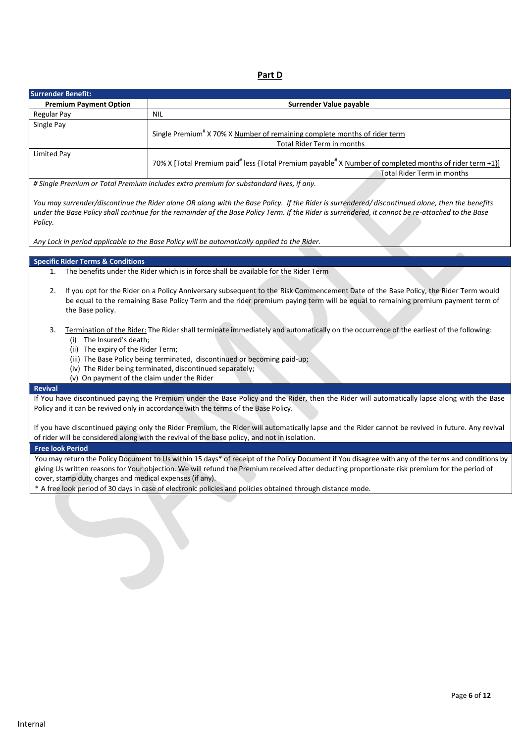# Part D

| Surrender Benefit: | |
|---|---|
| **Premium Payment Option** | **Surrender Value payable** |
| Regular Pay | NIL |
| Single Pay | Single Premium# X 70% X $\frac{\text{Number of remaining complete months of rider term}}{\text{Total Rider Term in months}}$ |
| Limited Pay | 70% X [Total Premium paid# less {Total Premium payable# X $\frac{\text{Number of completed months of rider term +1}}{\text{Total Rider Term in months}}$}] |

*# Single Premium or Total Premium includes extra premium for substandard lives, if any.*

*You may surrender/discontinue the Rider alone OR along with the Base Policy. If the Rider is surrendered/ discontinued alone, then the benefits under the Base Policy shall continue for the remainder of the Base Policy Term. If the Rider is surrendered, it cannot be re-attached to the Base Policy.*

*Any Lock in period applicable to the Base Policy will be automatically applied to the Rider.*

## Specific Rider Terms & Conditions

1. The benefits under the Rider which is in force shall be available for the Rider Term

2. If you opt for the Rider on a Policy Anniversary subsequent to the Risk Commencement Date of the Base Policy, the Rider Term would be equal to the remaining Base Policy Term and the rider premium paying term will be equal to remaining premium payment term of the Base policy.

3. Termination of the Rider: The Rider shall terminate immediately and automatically on the occurrence of the earliest of the following:
   - (i) The Insured's death;
   - (ii) The expiry of the Rider Term;
   - (iii) The Base Policy being terminated, discontinued or becoming paid-up;
   - (iv) The Rider being terminated, discontinued separately;
   - (v) On payment of the claim under the Rider

## Revival

If You have discontinued paying the Premium under the Base Policy and the Rider, then the Rider will automatically lapse along with the Base Policy and it can be revived only in accordance with the terms of the Base Policy.

If you have discontinued paying only the Rider Premium, the Rider will automatically lapse and the Rider cannot be revived in future. Any revival of rider will be considered along with the revival of the base policy, and not in isolation.

## Free look Period

You may return the Policy Document to Us within 15 days* of receipt of the Policy Document if You disagree with any of the terms and conditions by giving Us written reasons for Your objection. We will refund the Premium received after deducting proportionate risk premium for the period of cover, stamp duty charges and medical expenses (if any).

* A free look period of 30 days in case of electronic policies and policies obtained through distance mode.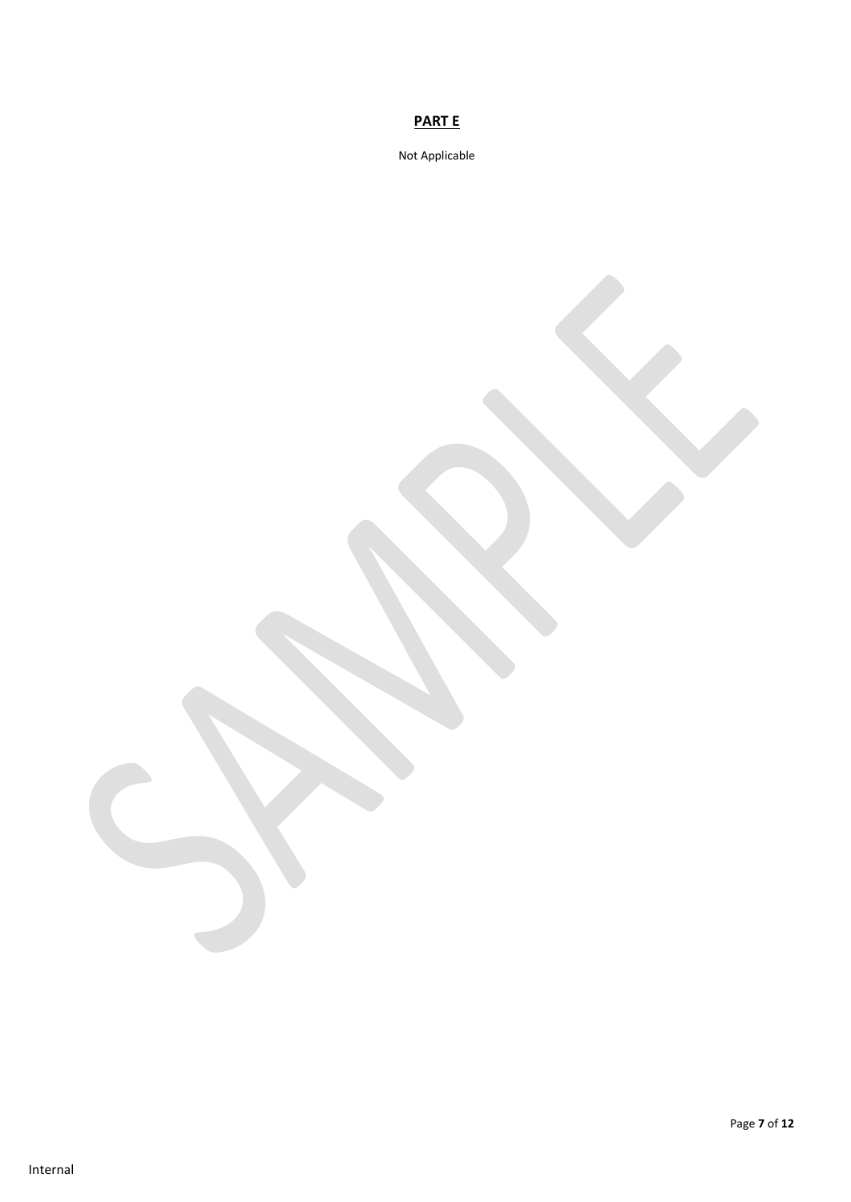**PART E**

Not Applicable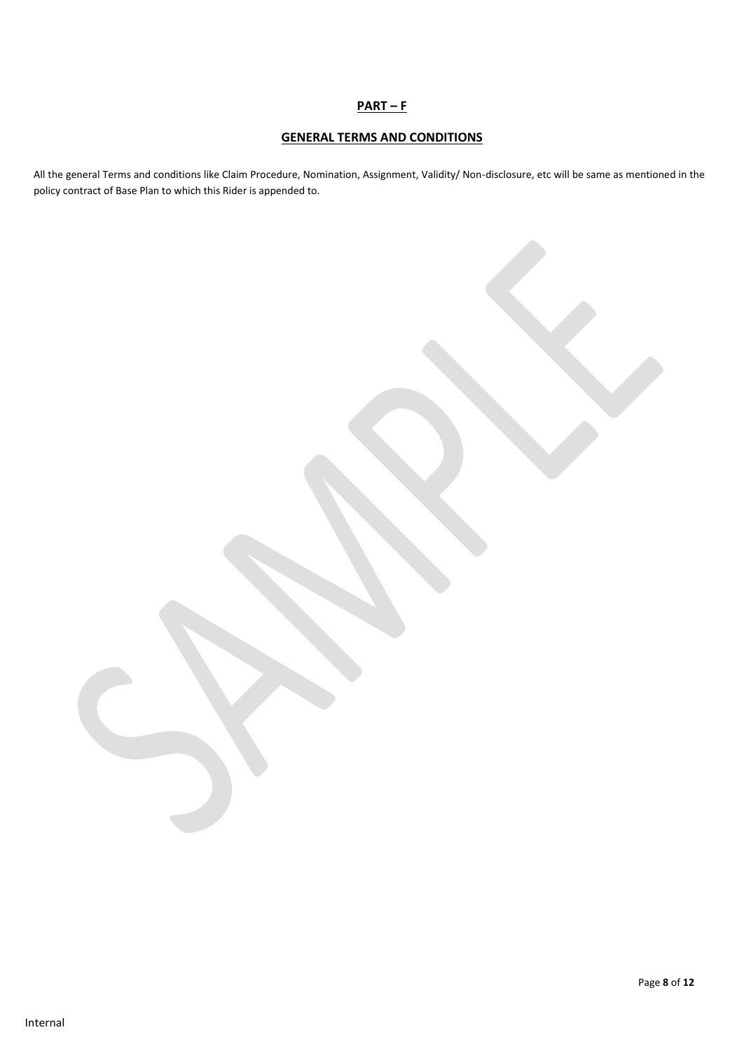## PART – F

## GENERAL TERMS AND CONDITIONS

All the general Terms and conditions like Claim Procedure, Nomination, Assignment, Validity/ Non-disclosure, etc will be same as mentioned in the policy contract of Base Plan to which this Rider is appended to.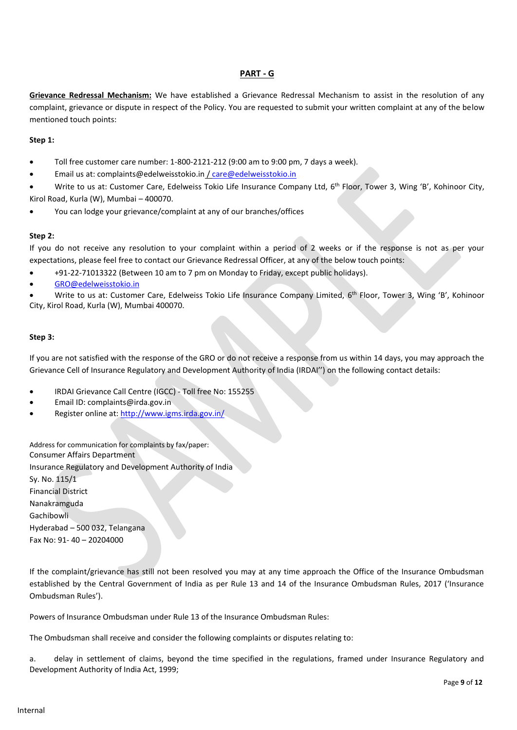## PART - G

**Grievance Redressal Mechanism:** We have established a Grievance Redressal Mechanism to assist in the resolution of any complaint, grievance or dispute in respect of the Policy. You are requested to submit your written complaint at any of the below mentioned touch points:

**Step 1:**

- Toll free customer care number: 1-800-2121-212 (9:00 am to 9:00 pm, 7 days a week).
- Email us at: complaints@edelweisstokio.in / care@edelweisstokio.in
- Write to us at: Customer Care, Edelweiss Tokio Life Insurance Company Ltd, 6th Floor, Tower 3, Wing 'B', Kohinoor City, Kirol Road, Kurla (W), Mumbai – 400070.
- You can lodge your grievance/complaint at any of our branches/offices

**Step 2:**

If you do not receive any resolution to your complaint within a period of 2 weeks or if the response is not as per your expectations, please feel free to contact our Grievance Redressal Officer, at any of the below touch points:

- +91-22-71013322 (Between 10 am to 7 pm on Monday to Friday, except public holidays).
- GRO@edelweisstokio.in
- Write to us at: Customer Care, Edelweiss Tokio Life Insurance Company Limited, 6th Floor, Tower 3, Wing 'B', Kohinoor City, Kirol Road, Kurla (W), Mumbai 400070.

**Step 3:**

If you are not satisfied with the response of the GRO or do not receive a response from us within 14 days, you may approach the Grievance Cell of Insurance Regulatory and Development Authority of India (IRDAI'') on the following contact details:

- IRDAI Grievance Call Centre (IGCC) - Toll free No: 155255
- Email ID: complaints@irda.gov.in
- Register online at: http://www.igms.irda.gov.in/

Address for communication for complaints by fax/paper:
Consumer Affairs Department
Insurance Regulatory and Development Authority of India
Sy. No. 115/1
Financial District
Nanakramguda
Gachibowli
Hyderabad – 500 032, Telangana
Fax No: 91- 40 – 20204000

If the complaint/grievance has still not been resolved you may at any time approach the Office of the Insurance Ombudsman established by the Central Government of India as per Rule 13 and 14 of the Insurance Ombudsman Rules, 2017 ('Insurance Ombudsman Rules').

Powers of Insurance Ombudsman under Rule 13 of the Insurance Ombudsman Rules:

The Ombudsman shall receive and consider the following complaints or disputes relating to:

a. delay in settlement of claims, beyond the time specified in the regulations, framed under Insurance Regulatory and Development Authority of India Act, 1999;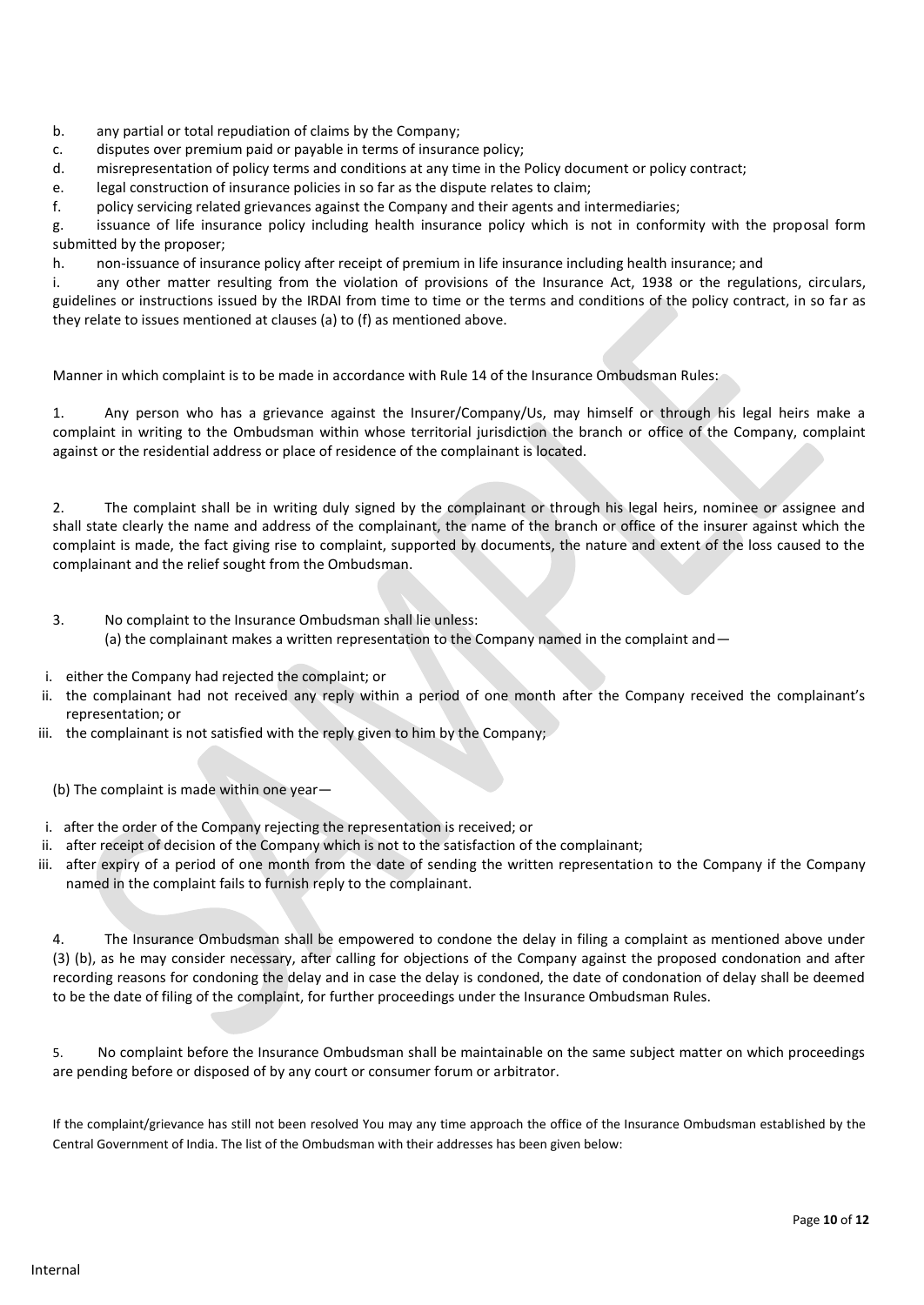b. any partial or total repudiation of claims by the Company;
c. disputes over premium paid or payable in terms of insurance policy;
d. misrepresentation of policy terms and conditions at any time in the Policy document or policy contract;
e. legal construction of insurance policies in so far as the dispute relates to claim;
f. policy servicing related grievances against the Company and their agents and intermediaries;
g. issuance of life insurance policy including health insurance policy which is not in conformity with the proposal form submitted by the proposer;
h. non-issuance of insurance policy after receipt of premium in life insurance including health insurance; and
i. any other matter resulting from the violation of provisions of the Insurance Act, 1938 or the regulations, circulars, guidelines or instructions issued by the IRDAI from time to time or the terms and conditions of the policy contract, in so far as they relate to issues mentioned at clauses (a) to (f) as mentioned above.

Manner in which complaint is to be made in accordance with Rule 14 of the Insurance Ombudsman Rules:

1. Any person who has a grievance against the Insurer/Company/Us, may himself or through his legal heirs make a complaint in writing to the Ombudsman within whose territorial jurisdiction the branch or office of the Company, complaint against or the residential address or place of residence of the complainant is located.

2. The complaint shall be in writing duly signed by the complainant or through his legal heirs, nominee or assignee and shall state clearly the name and address of the complainant, the name of the branch or office of the insurer against which the complaint is made, the fact giving rise to complaint, supported by documents, the nature and extent of the loss caused to the complainant and the relief sought from the Ombudsman.

3. No complaint to the Insurance Ombudsman shall lie unless:
(a) the complainant makes a written representation to the Company named in the complaint and—

i. either the Company had rejected the complaint; or
ii. the complainant had not received any reply within a period of one month after the Company received the complainant's representation; or
iii. the complainant is not satisfied with the reply given to him by the Company;

(b) The complaint is made within one year—

i. after the order of the Company rejecting the representation is received; or
ii. after receipt of decision of the Company which is not to the satisfaction of the complainant;
iii. after expiry of a period of one month from the date of sending the written representation to the Company if the Company named in the complaint fails to furnish reply to the complainant.

4. The Insurance Ombudsman shall be empowered to condone the delay in filing a complaint as mentioned above under (3) (b), as he may consider necessary, after calling for objections of the Company against the proposed condonation and after recording reasons for condoning the delay and in case the delay is condoned, the date of condonation of delay shall be deemed to be the date of filing of the complaint, for further proceedings under the Insurance Ombudsman Rules.

5. No complaint before the Insurance Ombudsman shall be maintainable on the same subject matter on which proceedings are pending before or disposed of by any court or consumer forum or arbitrator.

If the complaint/grievance has still not been resolved You may any time approach the office of the Insurance Ombudsman established by the Central Government of India. The list of the Ombudsman with their addresses has been given below: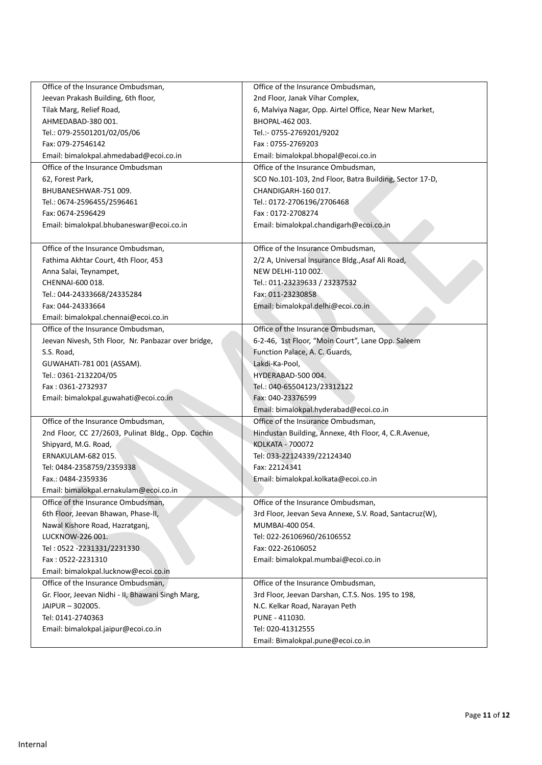| Office of the Insurance Ombudsman,<br>Jeevan Prakash Building, 6th floor,<br>Tilak Marg, Relief Road,<br>AHMEDABAD-380 001.<br>Tel.: 079-25501201/02/05/06<br>Fax: 079-27546142<br>Email: bimalokpal.ahmedabad@ecoi.co.in | Office of the Insurance Ombudsman,<br>2nd Floor, Janak Vihar Complex,<br>6, Malviya Nagar, Opp. Airtel Office, Near New Market,<br>BHOPAL-462 003.<br>Tel.:- 0755-2769201/9202<br>Fax : 0755-2769203<br>Email: bimalokpal.bhopal@ecoi.co.in |
|---|---|
| Office of the Insurance Ombudsman<br>62, Forest Park,<br>BHUBANESHWAR-751 009.<br>Tel.: 0674-2596455/2596461<br>Fax: 0674-2596429<br>Email: bimalokpal.bhubaneswar@ecoi.co.in | Office of the Insurance Ombudsman,<br>SCO No.101-103, 2nd Floor, Batra Building, Sector 17-D,<br>CHANDIGARH-160 017.<br>Tel.: 0172-2706196/2706468<br>Fax : 0172-2708274<br>Email: bimalokpal.chandigarh@ecoi.co.in |
| Office of the Insurance Ombudsman,<br>Fathima Akhtar Court, 4th Floor, 453<br>Anna Salai, Teynampet,<br>CHENNAI-600 018.<br>Tel.: 044-24333668/24335284<br>Fax: 044-24333664<br>Email: bimalokpal.chennai@ecoi.co.in | Office of the Insurance Ombudsman,<br>2/2 A, Universal Insurance Bldg.,Asaf Ali Road,<br>NEW DELHI-110 002.<br>Tel.: 011-23239633 / 23237532<br>Fax: 011-23230858<br>Email: bimalokpal.delhi@ecoi.co.in |
| Office of the Insurance Ombudsman,<br>Jeevan Nivesh, 5th Floor, Nr. Panbazar over bridge,<br>S.S. Road,<br>GUWAHATI-781 001 (ASSAM).<br>Tel.: 0361-2132204/05<br>Fax : 0361-2732937<br>Email: bimalokpal.guwahati@ecoi.co.in | Office of the Insurance Ombudsman,<br>6-2-46, 1st Floor, "Moin Court", Lane Opp. Saleem<br>Function Palace, A. C. Guards,<br>Lakdi-Ka-Pool,<br>HYDERABAD-500 004.<br>Tel.: 040-65504123/23312122<br>Fax: 040-23376599<br>Email: bimalokpal.hyderabad@ecoi.co.in |
| Office of the Insurance Ombudsman,<br>2nd Floor, CC 27/2603, Pulinat Bldg., Opp. Cochin<br>Shipyard, M.G. Road,<br>ERNAKULAM-682 015.<br>Tel: 0484-2358759/2359338<br>Fax.: 0484-2359336<br>Email: bimalokpal.ernakulam@ecoi.co.in | Office of the Insurance Ombudsman,<br>Hindustan Building, Annexe, 4th Floor, 4, C.R.Avenue,<br>KOLKATA - 700072<br>Tel: 033-22124339/22124340<br>Fax: 22124341<br>Email: bimalokpal.kolkata@ecoi.co.in |
| Office of the Insurance Ombudsman,<br>6th Floor, Jeevan Bhawan, Phase-II,<br>Nawal Kishore Road, Hazratganj,<br>LUCKNOW-226 001.<br>Tel : 0522 -2231331/2231330<br>Fax : 0522-2231310<br>Email: bimalokpal.lucknow@ecoi.co.in | Office of the Insurance Ombudsman,<br>3rd Floor, Jeevan Seva Annexe, S.V. Road, Santacruz(W),<br>MUMBAI-400 054.<br>Tel: 022-26106960/26106552<br>Fax: 022-26106052<br>Email: bimalokpal.mumbai@ecoi.co.in |
| Office of the Insurance Ombudsman,<br>Gr. Floor, Jeevan Nidhi - II, Bhawani Singh Marg,<br>JAIPUR – 302005.<br>Tel: 0141-2740363<br>Email: bimalokpal.jaipur@ecoi.co.in | Office of the Insurance Ombudsman,<br>3rd Floor, Jeevan Darshan, C.T.S. Nos. 195 to 198,<br>N.C. Kelkar Road, Narayan Peth<br>PUNE - 411030.<br>Tel: 020-41312555<br>Email: Bimalokpal.pune@ecoi.co.in |

Internal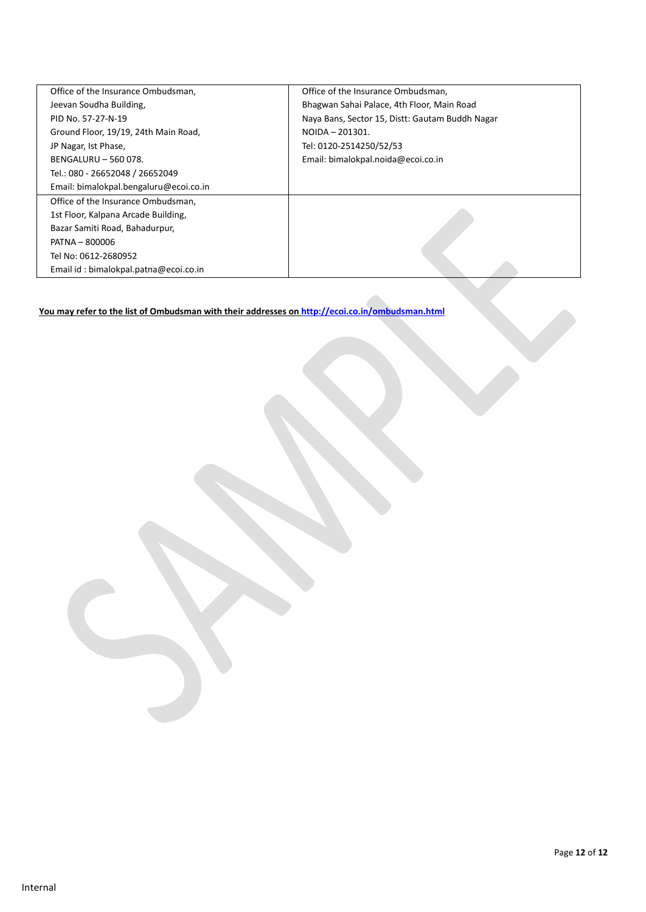| | |
|---|---|
| Office of the Insurance Ombudsman,<br>Jeevan Soudha Building,<br>PID No. 57-27-N-19<br>Ground Floor, 19/19, 24th Main Road,<br>JP Nagar, Ist Phase,<br>BENGALURU – 560 078.<br>Tel.: 080 - 26652048 / 26652049<br>Email: bimalokpal.bengaluru@ecoi.co.in | Office of the Insurance Ombudsman,<br>Bhagwan Sahai Palace, 4th Floor, Main Road<br>Naya Bans, Sector 15, Distt: Gautam Buddh Nagar<br>NOIDA – 201301.<br>Tel: 0120-2514250/52/53<br>Email: bimalokpal.noida@ecoi.co.in |
| Office of the Insurance Ombudsman,<br>1st Floor, Kalpana Arcade Building,<br>Bazar Samiti Road, Bahadurpur,<br>PATNA – 800006<br>Tel No: 0612-2680952<br>Email id : bimalokpal.patna@ecoi.co.in | |

**You may refer to the list of Ombudsman with their addresses on http://ecoi.co.in/ombudsman.html**

Internal